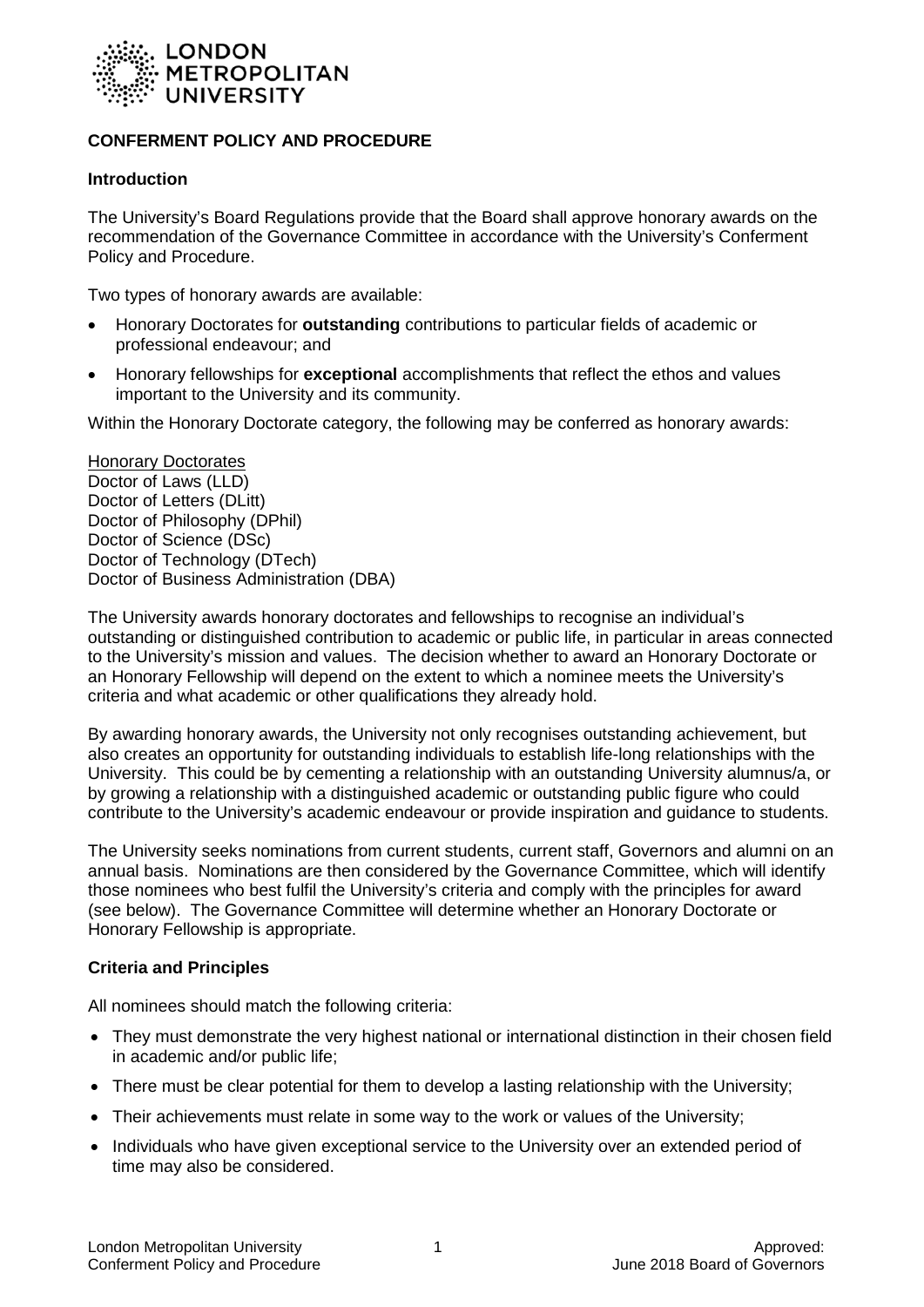**LONDON METROPOLITAN UNIVERSITY**

# CONFERMENT POLICY AND PROCEDURE

## Introduction

The University's Board Regulations provide that the Board shall approve honorary awards on the recommendation of the Governance Committee in accordance with the University's Conferment Policy and Procedure.

Two types of honorary awards are available:

- Honorary Doctorates for **outstanding** contributions to particular fields of academic or professional endeavour; and
- Honorary fellowships for **exceptional** accomplishments that reflect the ethos and values important to the University and its community.

Within the Honorary Doctorate category, the following may be conferred as honorary awards:

Honorary Doctorates
Doctor of Laws (LLD)
Doctor of Letters (DLitt)
Doctor of Philosophy (DPhil)
Doctor of Science (DSc)
Doctor of Technology (DTech)
Doctor of Business Administration (DBA)

The University awards honorary doctorates and fellowships to recognise an individual's outstanding or distinguished contribution to academic or public life, in particular in areas connected to the University's mission and values. The decision whether to award an Honorary Doctorate or an Honorary Fellowship will depend on the extent to which a nominee meets the University's criteria and what academic or other qualifications they already hold.

By awarding honorary awards, the University not only recognises outstanding achievement, but also creates an opportunity for outstanding individuals to establish life-long relationships with the University. This could be by cementing a relationship with an outstanding University alumnus/a, or by growing a relationship with a distinguished academic or outstanding public figure who could contribute to the University's academic endeavour or provide inspiration and guidance to students.

The University seeks nominations from current students, current staff, Governors and alumni on an annual basis. Nominations are then considered by the Governance Committee, which will identify those nominees who best fulfil the University's criteria and comply with the principles for award (see below). The Governance Committee will determine whether an Honorary Doctorate or Honorary Fellowship is appropriate.

## Criteria and Principles

All nominees should match the following criteria:

- They must demonstrate the very highest national or international distinction in their chosen field in academic and/or public life;
- There must be clear potential for them to develop a lasting relationship with the University;
- Their achievements must relate in some way to the work or values of the University;
- Individuals who have given exceptional service to the University over an extended period of time may also be considered.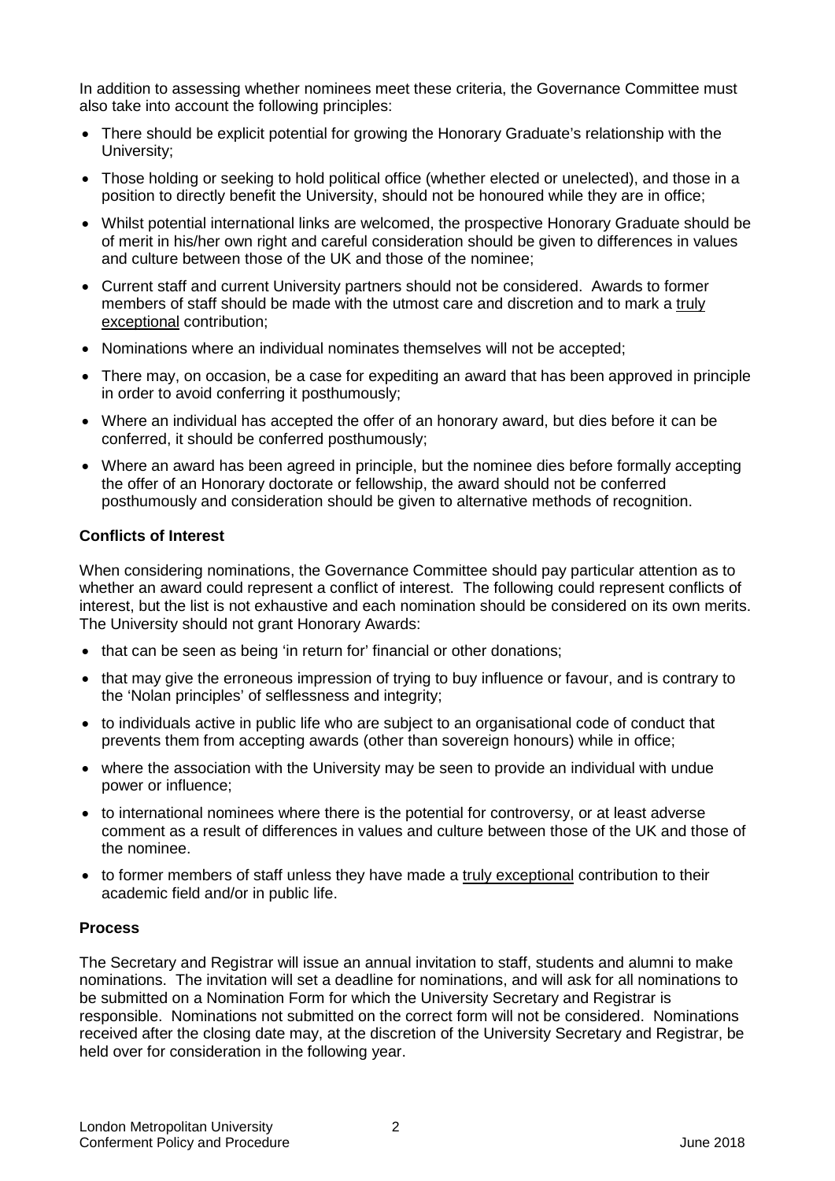In addition to assessing whether nominees meet these criteria, the Governance Committee must also take into account the following principles:

- There should be explicit potential for growing the Honorary Graduate's relationship with the University;
- Those holding or seeking to hold political office (whether elected or unelected), and those in a position to directly benefit the University, should not be honoured while they are in office;
- Whilst potential international links are welcomed, the prospective Honorary Graduate should be of merit in his/her own right and careful consideration should be given to differences in values and culture between those of the UK and those of the nominee;
- Current staff and current University partners should not be considered. Awards to former members of staff should be made with the utmost care and discretion and to mark a truly exceptional contribution;
- Nominations where an individual nominates themselves will not be accepted;
- There may, on occasion, be a case for expediting an award that has been approved in principle in order to avoid conferring it posthumously;
- Where an individual has accepted the offer of an honorary award, but dies before it can be conferred, it should be conferred posthumously;
- Where an award has been agreed in principle, but the nominee dies before formally accepting the offer of an Honorary doctorate or fellowship, the award should not be conferred posthumously and consideration should be given to alternative methods of recognition.

**Conflicts of Interest**

When considering nominations, the Governance Committee should pay particular attention as to whether an award could represent a conflict of interest. The following could represent conflicts of interest, but the list is not exhaustive and each nomination should be considered on its own merits. The University should not grant Honorary Awards:

- that can be seen as being 'in return for' financial or other donations;
- that may give the erroneous impression of trying to buy influence or favour, and is contrary to the 'Nolan principles' of selflessness and integrity;
- to individuals active in public life who are subject to an organisational code of conduct that prevents them from accepting awards (other than sovereign honours) while in office;
- where the association with the University may be seen to provide an individual with undue power or influence;
- to international nominees where there is the potential for controversy, or at least adverse comment as a result of differences in values and culture between those of the UK and those of the nominee.
- to former members of staff unless they have made a truly exceptional contribution to their academic field and/or in public life.

**Process**

The Secretary and Registrar will issue an annual invitation to staff, students and alumni to make nominations. The invitation will set a deadline for nominations, and will ask for all nominations to be submitted on a Nomination Form for which the University Secretary and Registrar is responsible. Nominations not submitted on the correct form will not be considered. Nominations received after the closing date may, at the discretion of the University Secretary and Registrar, be held over for consideration in the following year.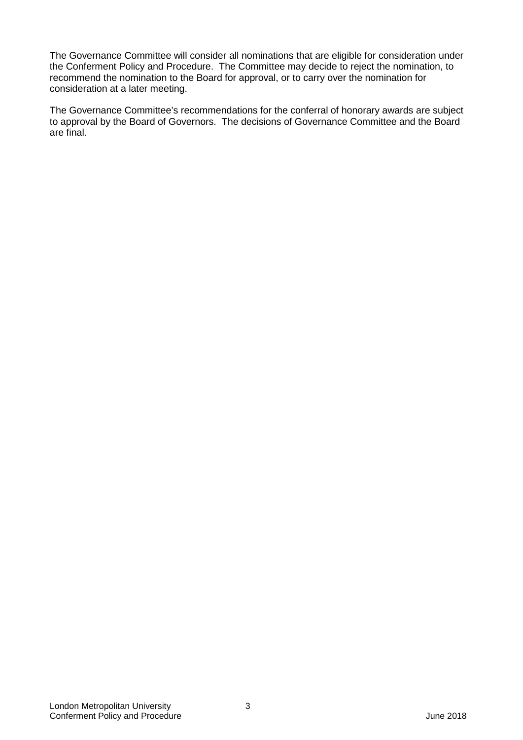The Governance Committee will consider all nominations that are eligible for consideration under the Conferment Policy and Procedure. The Committee may decide to reject the nomination, to recommend the nomination to the Board for approval, or to carry over the nomination for consideration at a later meeting.

The Governance Committee's recommendations for the conferral of honorary awards are subject to approval by the Board of Governors. The decisions of Governance Committee and the Board are final.